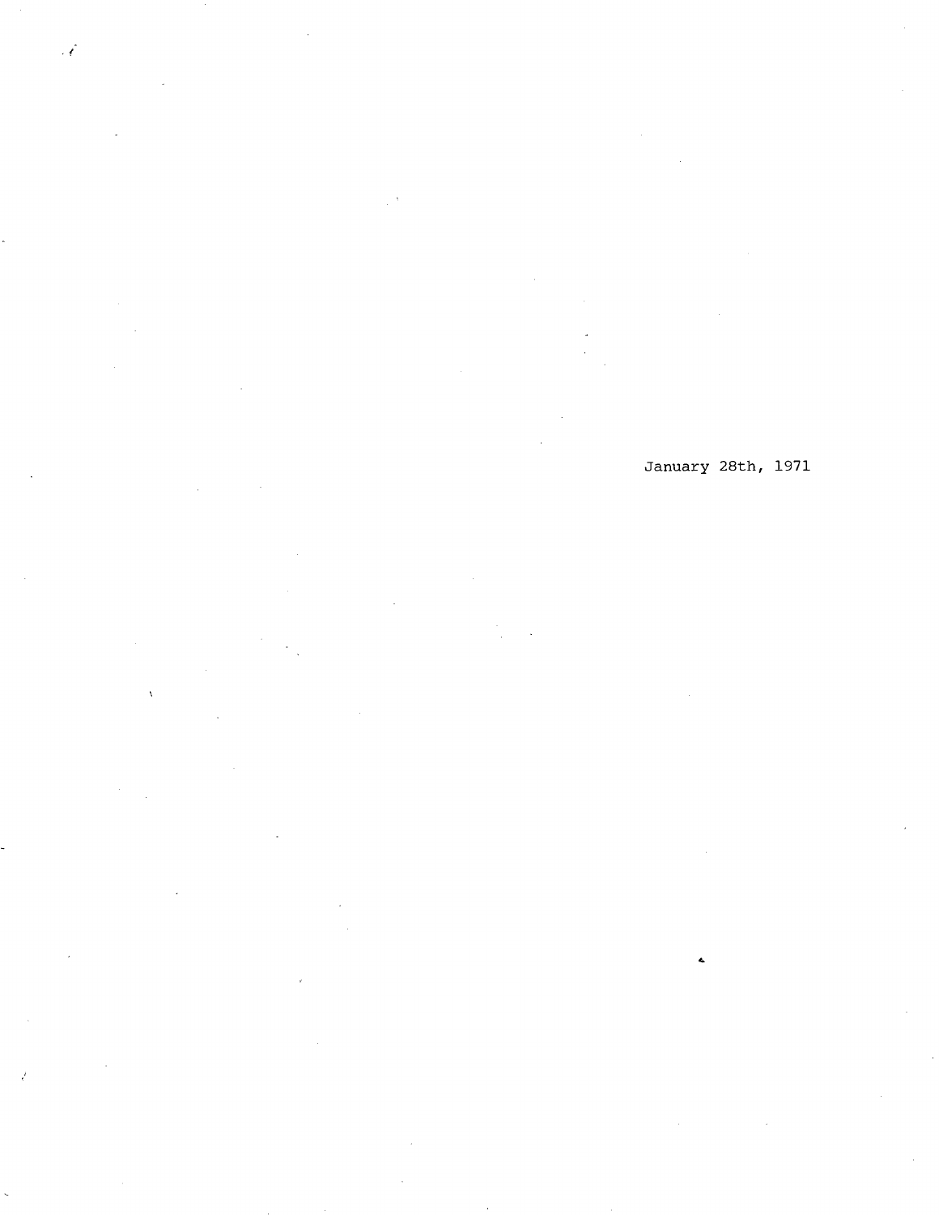January 28th, 1971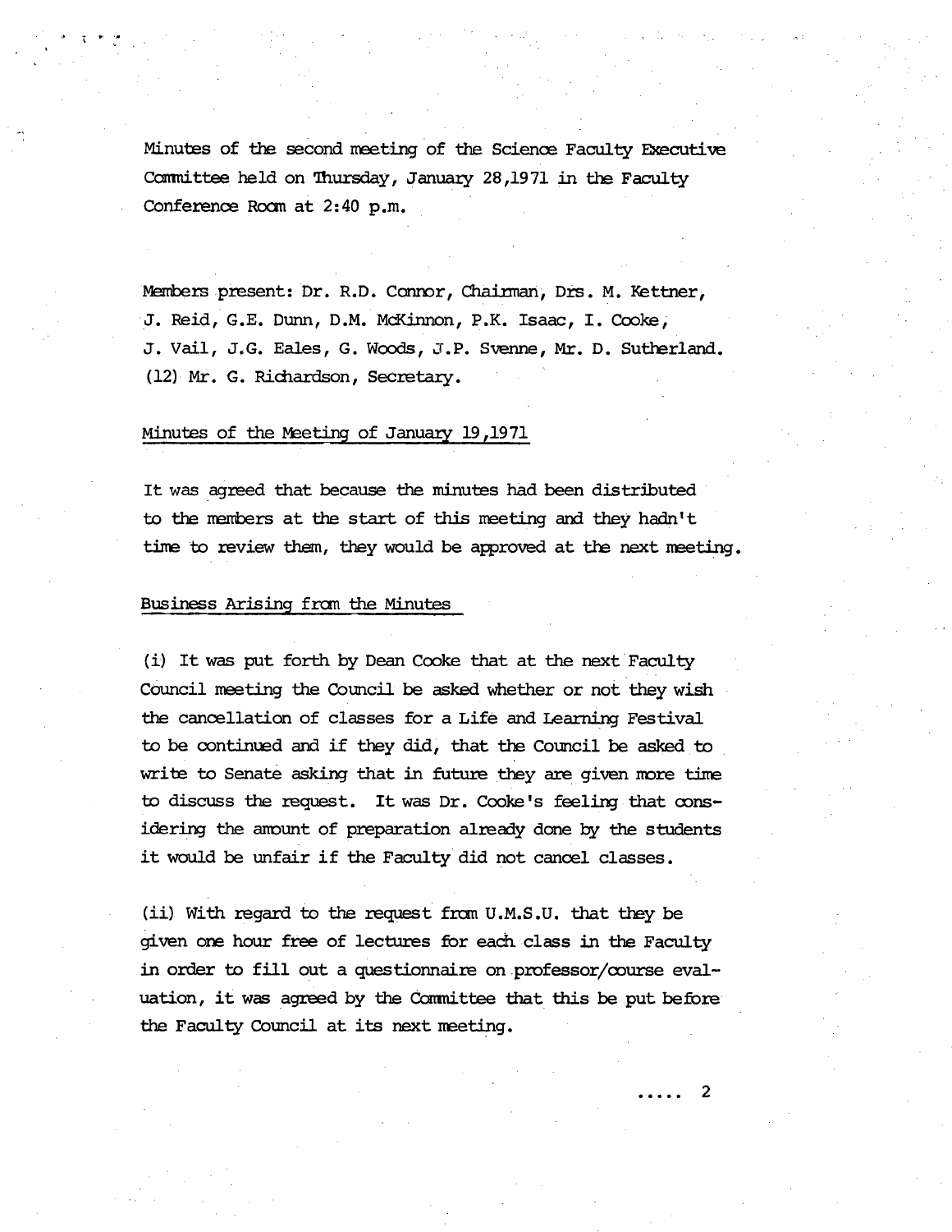Minutes of the second meeting of the Science Faculty Executive Committee held on Thursday, January 28,1971 in the Faculty Conference Room at 2:40 p.m.

Members present: Dr. R.D. Connor, Chairman, Drs. M. Kettner, J. Reid, G.E. Dunn, D.M. McKinnon, P.K. Isaac, I. Cooke, J. Vail, J.G. Eales, G. Woods, J.P. Svenne, Mr. D. Sutherland. (12) Mr. G. Richardson, Secretary.

## Minutes of the Meeting of January 19,1971

It was agreed that because the minutes had been distributed to the members at the start of this meeting and they hadn't time to review them, they would be approved at the next meeting.

## Business Arising from the Minutes

(i) It was put forth by Dean Cooke that at the next Faculty Council meeting the Council be asked whether or not they wish the cancellation of classes for a Life and Learning Festival to be continued and if they did, that the Council be asked to write to Senate asking that in future they are given more time to discuss the request. It was Dr. Cooke's feeling that considering the amount of preparation already done by the students it would be unfair if the Faculty did not cancel classes.

(ii) With regard to the request from U.M.S.U. that they be given one hour free of lectures for each class in the Faculty in order to fill out a questionnaire on professor/course evaluation, it was agreed by the Committee that this be put before the Faculty Council at its next meeting.

..... 2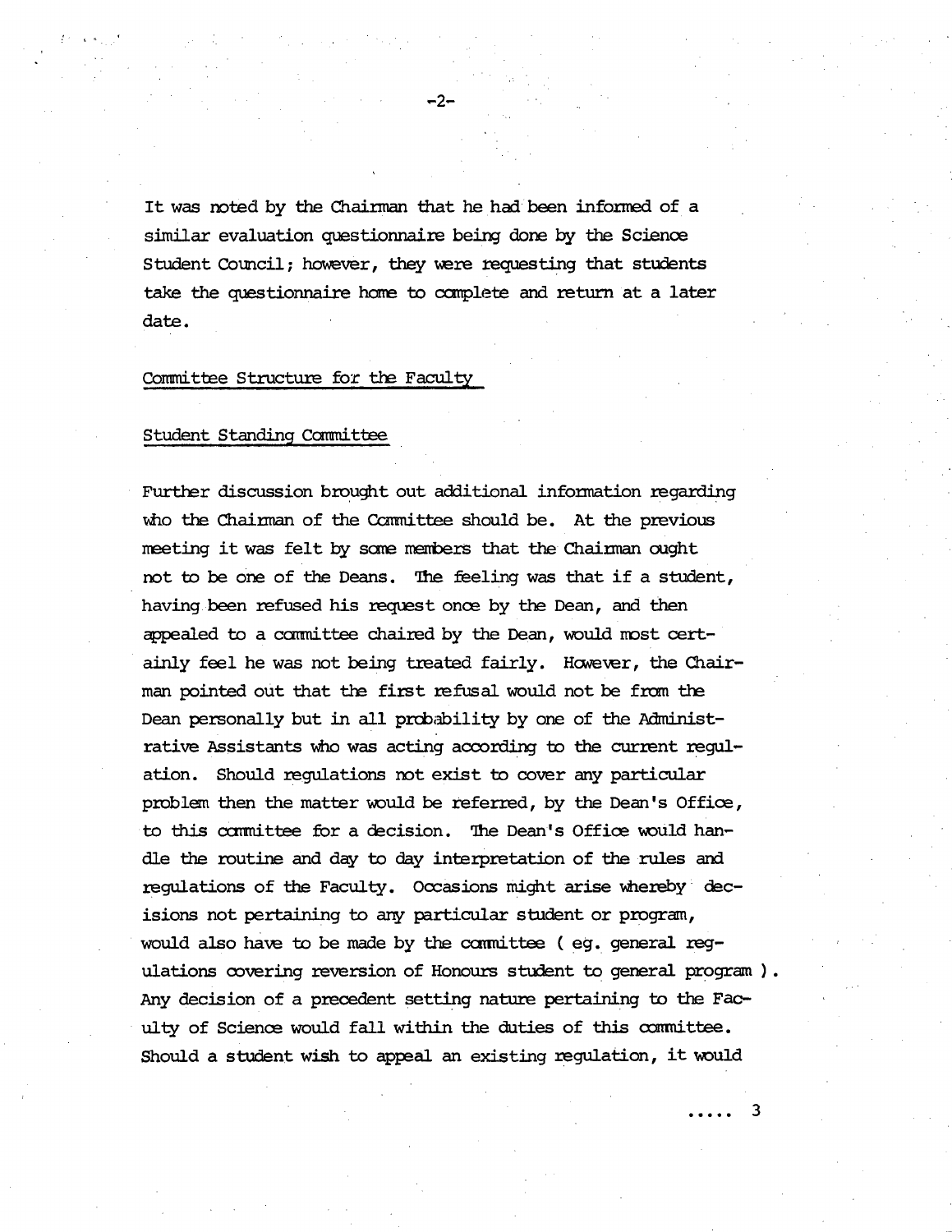It was noted by the Chairman that he had been informed of a similar evaluation questionnaire being done by the Science Student Council; however, they were requesting that students take the questionnaire home to complete and return at a later date.

<u>Committee Structure for the Faculty</u>

<u>Student Standing Committee</u>

Further discussion brought out additional information regarding who the Chairman of the Committee should be. At the previous meeting it was felt by some members that the Chairman ought not to be one of the Deans. The feeling was that if a student, having been refused his request once by the Dean, and then appealed to a committee chaired by the Dean, would most certainly feel he was not being treated fairly. However, the Chairman pointed out that the first refusal would not be from the Dean personally but in all probability by one of the Administrative Assistants who was acting according to the current regulation. Should regulations not exist to cover any particular problem then the matter would be referred, by the Dean's Office, to this committee for a decision. The Dean's Office would handle the routine and day to day interpretation of the rules and regulations of the Faculty. Occasions might arise whereby decisions not pertaining to any particular student or program, would also have to be made by the committee ( eg. general regulations covering reversion of Honours student to general program ). Any decision of a precedent setting nature pertaining to the Faculty of Science would fall within the duties of this committee. Should a student wish to appeal an existing regulation, it would

..... 3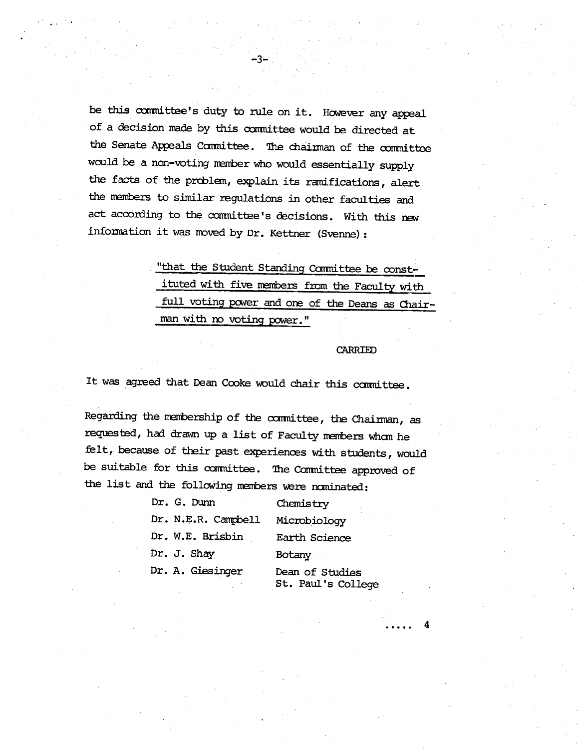be this committee's duty to rule on it. However any appeal of a decision made by this committee would be directed at the Senate Appeals Committee. The chairman of the committee would be a non-voting member who would essentially supply the facts of the problem, explain its ramifications, alert the members to similar regulations in other faculties and act according to the committee's decisions. With this new information it was moved by Dr. Kettner (Svenne):

> "that the Student Standing Committee be constituted with five members from the Faculty with full voting power and one of the Deans as Chairman with no voting power."

CARRIED

It was agreed that Dean Cooke would chair this committee.

Regarding the membership of the committee, the Chairman, as requested, had drawn up a list of Faculty members whom he felt, because of their past experiences with students, would be suitable for this committee. The Committee approved of the list and the following members were nominated:

| | |
|---|---|
| Dr. G. Dunn | Chemistry |
| Dr. N.E.R. Campbell | Microbiology |
| Dr. W.E. Brisbin | Earth Science |
| Dr. J. Shay | Botany |
| Dr. A. Giesinger | Dean of Studies St. Paul's College |

..... 4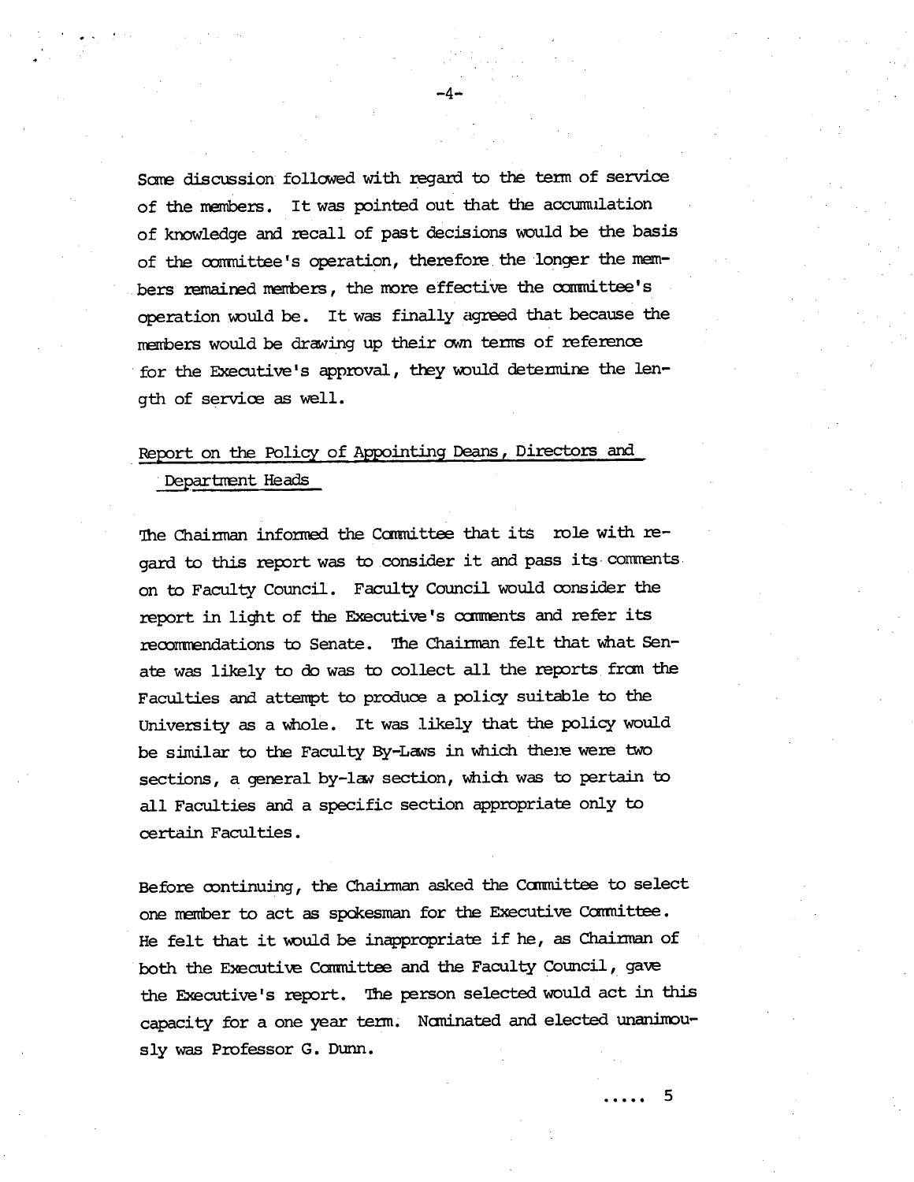Some discussion followed with regard to the term of service of the members. It was pointed out that the accumulation of knowledge and recall of past decisions would be the basis of the committee's operation, therefore the longer the members remained members, the more effective the committee's operation would be. It was finally agreed that because the members would be drawing up their own terms of reference for the Executive's approval, they would determine the length of service as well.

## Report on the Policy of Appointing Deans, Directors and Department Heads

The Chairman informed the Committee that its role with regard to this report was to consider it and pass its comments on to Faculty Council. Faculty Council would consider the report in light of the Executive's comments and refer its recommendations to Senate. The Chairman felt that what Senate was likely to do was to collect all the reports from the Faculties and attempt to produce a policy suitable to the University as a whole. It was likely that the policy would be similar to the Faculty By-Laws in which there were two sections, a general by-law section, which was to pertain to all Faculties and a specific section appropriate only to certain Faculties.

Before continuing, the Chairman asked the Committee to select one member to act as spokesman for the Executive Committee. He felt that it would be inappropriate if he, as Chairman of both the Executive Committee and the Faculty Council, gave the Executive's report. The person selected would act in this capacity for a one year term. Nominated and elected unanimously was Professor G. Dunn.

..... 5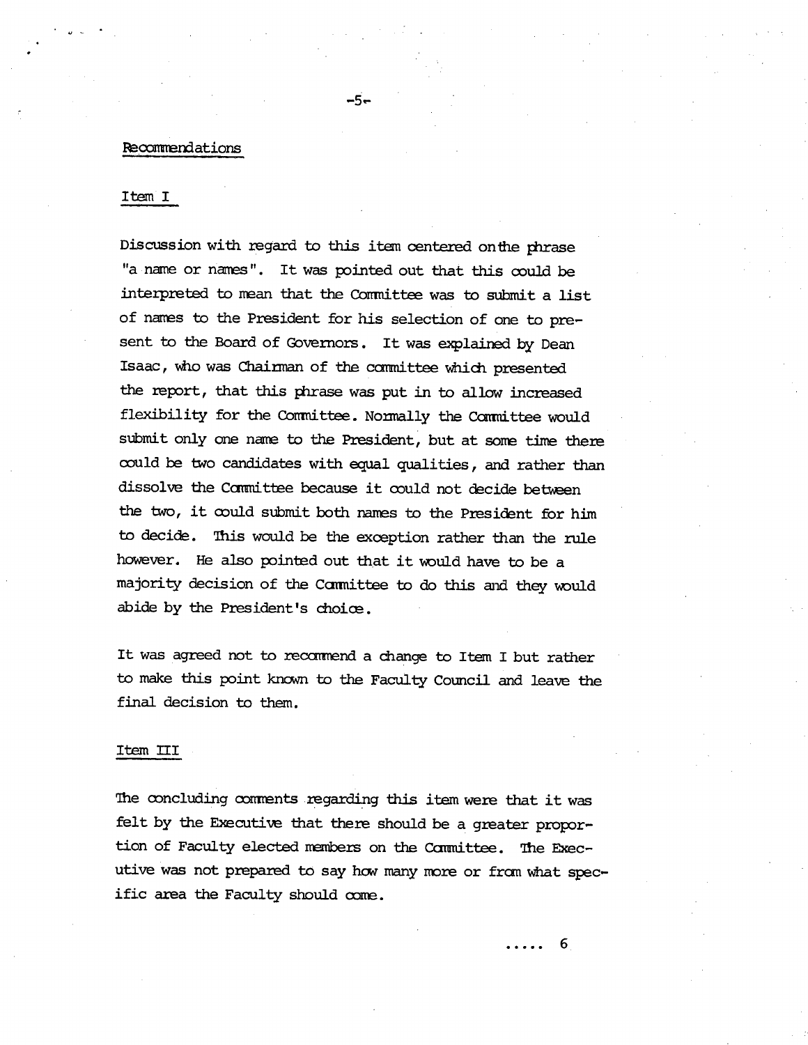Recommendations

Item I

Discussion with regard to this item centered onthe phrase "a name or names". It was pointed out that this could be interpreted to mean that the Committee was to submit a list of names to the President for his selection of one to present to the Board of Governors. It was explained by Dean Isaac, who was Chairman of the committee which presented the report, that this phrase was put in to allow increased flexibility for the Committee. Normally the Committee would submit only one name to the President, but at some time there could be two candidates with equal qualities, and rather than dissolve the Committee because it could not decide between the two, it could submit both names to the President for him to decide. This would be the exception rather than the rule however. He also pointed out that it would have to be a majority decision of the Committee to do this and they would abide by the President's choice.

It was agreed not to recommend a change to Item I but rather to make this point known to the Faculty Council and leave the final decision to them.

Item III

The concluding comments regarding this item were that it was felt by the Executive that there should be a greater proportion of Faculty elected members on the Committee. The Executive was not prepared to say how many more or from what specific area the Faculty should come.

..... 6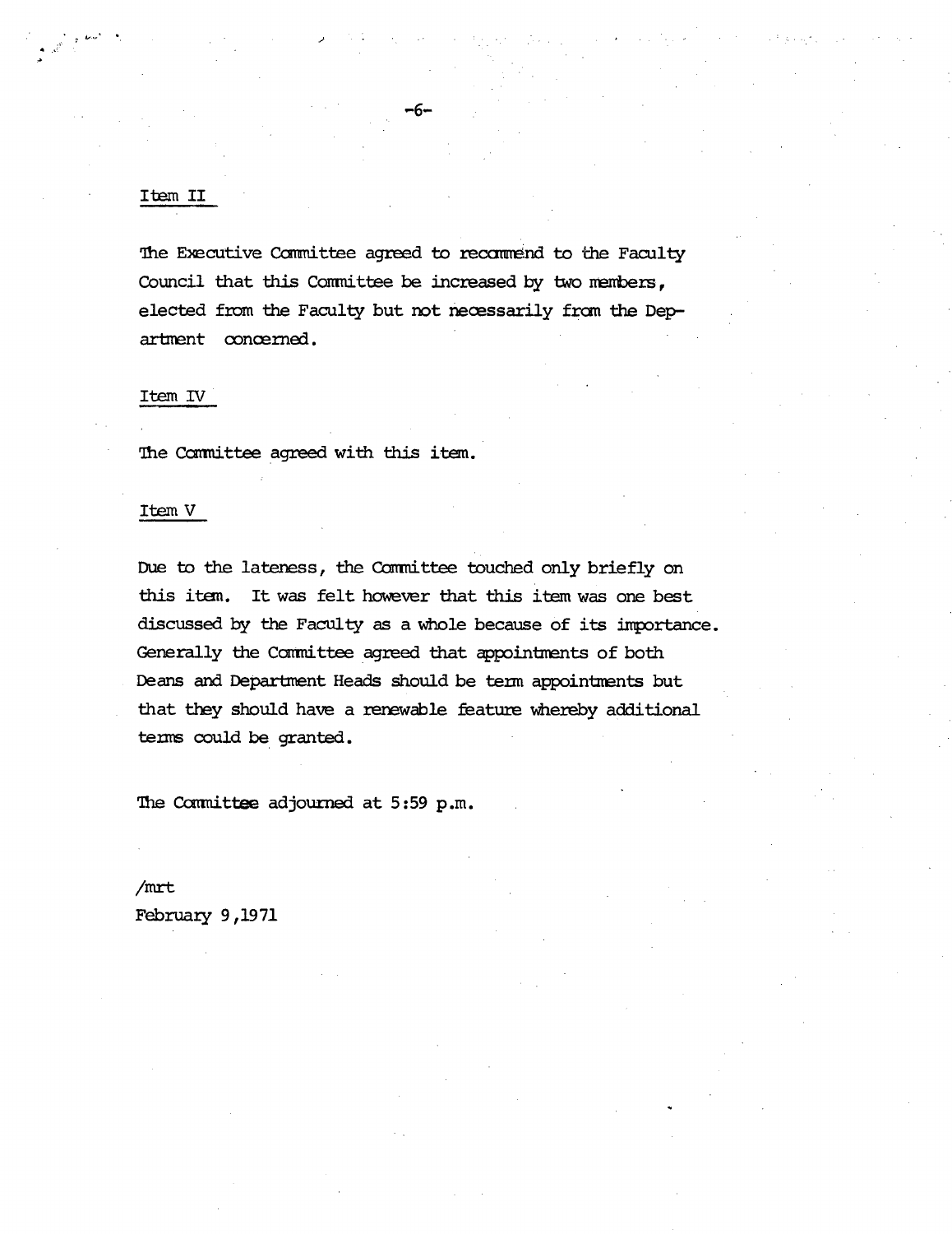Item II

The Executive Committee agreed to recommend to the Faculty Council that this Committee be increased by two members, elected from the Faculty but not necessarily from the Department concerned.

Item IV

The Committee agreed with this item.

Item V

Due to the lateness, the Committee touched only briefly on this item. It was felt however that this item was one best discussed by the Faculty as a whole because of its importance. Generally the Committee agreed that appointments of both Deans and Department Heads should be term appointments but that they should have a renewable feature whereby additional terms could be granted.

The Committee adjourned at 5:59 p.m.

/mrt
February 9,1971